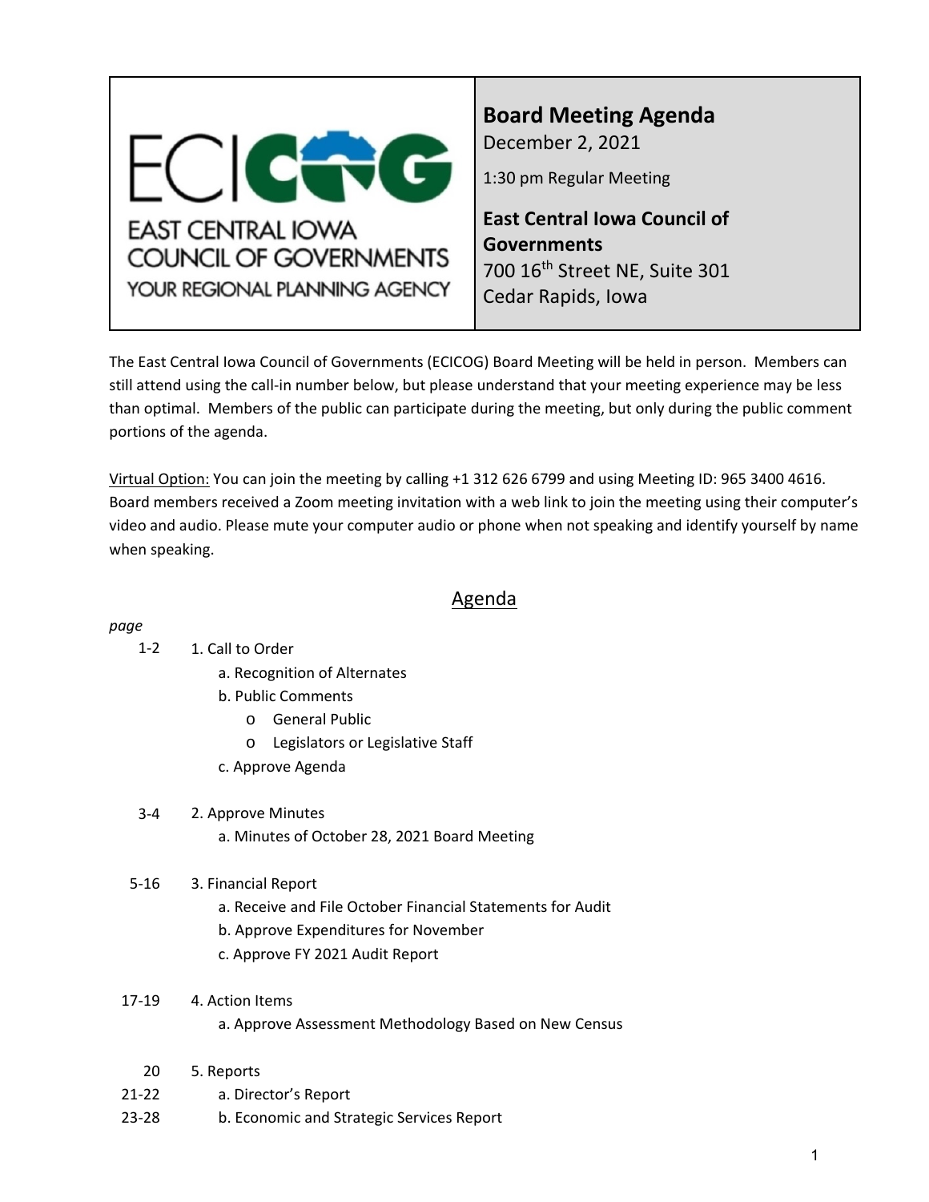EAST CENTRAL IOWA COUNCIL OF GOVERNMENTS
YOUR REGIONAL PLANNING AGENCY

# Board Meeting Agenda

December 2, 2021

1:30 pm Regular Meeting

**East Central Iowa Council of Governments**
700 16th Street NE, Suite 301
Cedar Rapids, Iowa

The East Central Iowa Council of Governments (ECICOG) Board Meeting will be held in person. Members can still attend using the call-in number below, but please understand that your meeting experience may be less than optimal. Members of the public can participate during the meeting, but only during the public comment portions of the agenda.

Virtual Option: You can join the meeting by calling +1 312 626 6799 and using Meeting ID: 965 3400 4616. Board members received a Zoom meeting invitation with a web link to join the meeting using their computer's video and audio. Please mute your computer audio or phone when not speaking and identify yourself by name when speaking.

## Agenda

| *page* | |
|---|---|
| 1-2 | 1. Call to Order |
| | a. Recognition of Alternates |
| | b. Public Comments |
| | o General Public |
| | o Legislators or Legislative Staff |
| | c. Approve Agenda |
| 3-4 | 2. Approve Minutes |
| | a. Minutes of October 28, 2021 Board Meeting |
| 5-16 | 3. Financial Report |
| | a. Receive and File October Financial Statements for Audit |
| | b. Approve Expenditures for November |
| | c. Approve FY 2021 Audit Report |
| 17-19 | 4. Action Items |
| | a. Approve Assessment Methodology Based on New Census |
| 20 | 5. Reports |
| 21-22 | a. Director's Report |
| 23-28 | b. Economic and Strategic Services Report |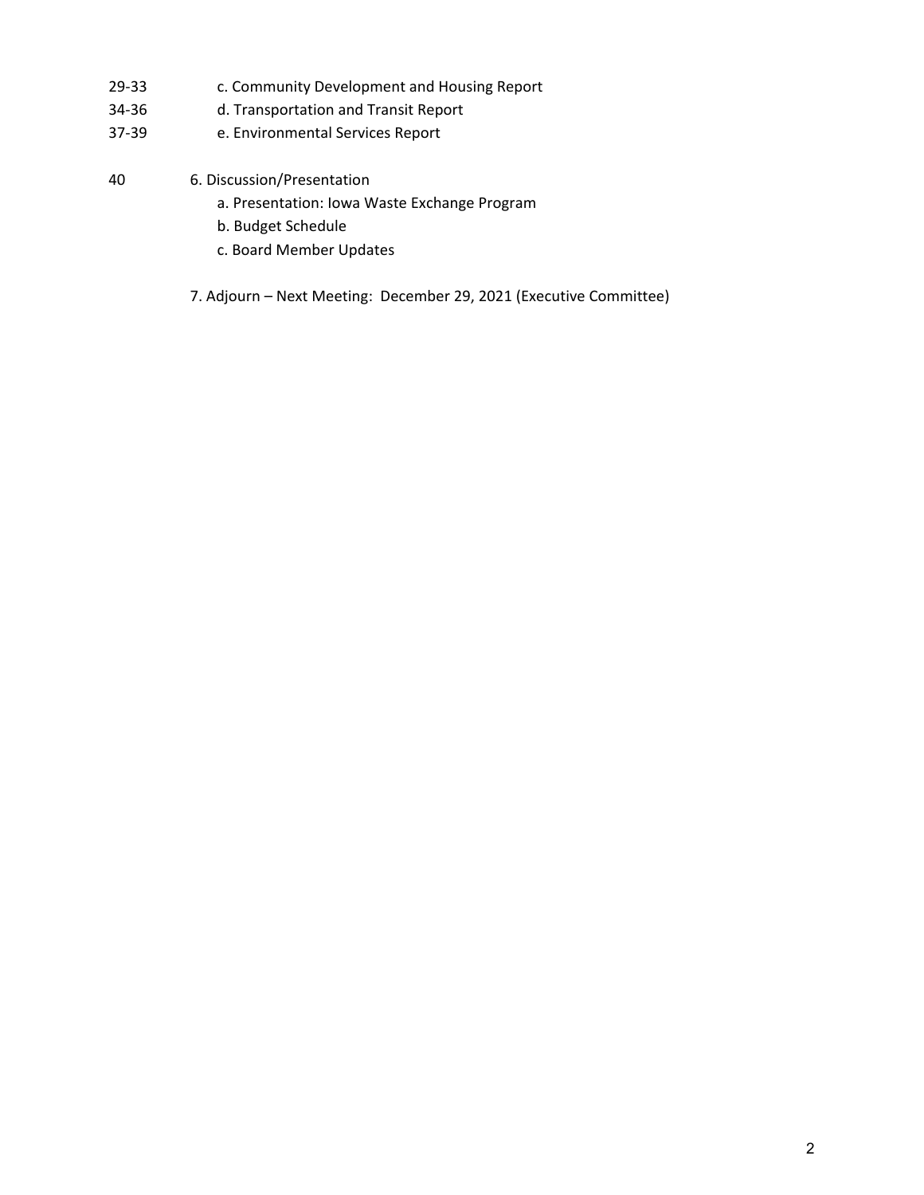29-33 c. Community Development and Housing Report

34-36 d. Transportation and Transit Report

37-39 e. Environmental Services Report

40 6. Discussion/Presentation

- a. Presentation: Iowa Waste Exchange Program
- b. Budget Schedule
- c. Board Member Updates

7. Adjourn – Next Meeting: December 29, 2021 (Executive Committee)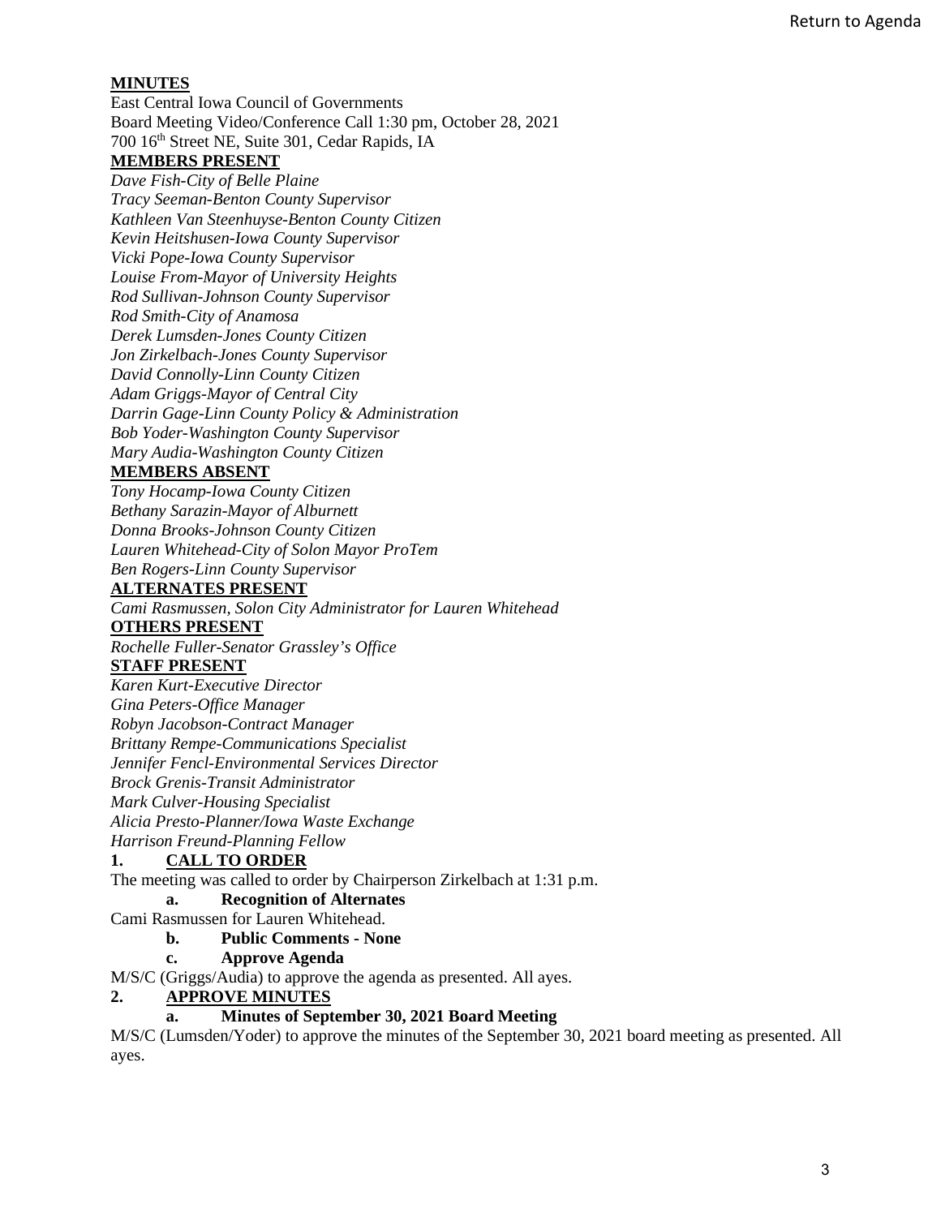**MINUTES**

East Central Iowa Council of Governments
Board Meeting Video/Conference Call 1:30 pm, October 28, 2021
700 16th Street NE, Suite 301, Cedar Rapids, IA

**MEMBERS PRESENT**

*Dave Fish-City of Belle Plaine*
*Tracy Seeman-Benton County Supervisor*
*Kathleen Van Steenhuyse-Benton County Citizen*
*Kevin Heitshusen-Iowa County Supervisor*
*Vicki Pope-Iowa County Supervisor*
*Louise From-Mayor of University Heights*
*Rod Sullivan-Johnson County Supervisor*
*Rod Smith-City of Anamosa*
*Derek Lumsden-Jones County Citizen*
*Jon Zirkelbach-Jones County Supervisor*
*David Connolly-Linn County Citizen*
*Adam Griggs-Mayor of Central City*
*Darrin Gage-Linn County Policy & Administration*
*Bob Yoder-Washington County Supervisor*
*Mary Audia-Washington County Citizen*

**MEMBERS ABSENT**

*Tony Hocamp-Iowa County Citizen*
*Bethany Sarazin-Mayor of Alburnett*
*Donna Brooks-Johnson County Citizen*
*Lauren Whitehead-City of Solon Mayor ProTem*
*Ben Rogers-Linn County Supervisor*

**ALTERNATES PRESENT**

*Cami Rasmussen, Solon City Administrator for Lauren Whitehead*

**OTHERS PRESENT**

*Rochelle Fuller-Senator Grassley's Office*

**STAFF PRESENT**

*Karen Kurt-Executive Director*
*Gina Peters-Office Manager*
*Robyn Jacobson-Contract Manager*
*Brittany Rempe-Communications Specialist*
*Jennifer Fencl-Environmental Services Director*
*Brock Grenis-Transit Administrator*
*Mark Culver-Housing Specialist*
*Alicia Presto-Planner/Iowa Waste Exchange*
*Harrison Freund-Planning Fellow*

**1. CALL TO ORDER**

The meeting was called to order by Chairperson Zirkelbach at 1:31 p.m.

**a. Recognition of Alternates**

Cami Rasmussen for Lauren Whitehead.

**b. Public Comments - None**

**c. Approve Agenda**

M/S/C (Griggs/Audia) to approve the agenda as presented. All ayes.

**2. APPROVE MINUTES**

**a. Minutes of September 30, 2021 Board Meeting**

M/S/C (Lumsden/Yoder) to approve the minutes of the September 30, 2021 board meeting as presented. All ayes.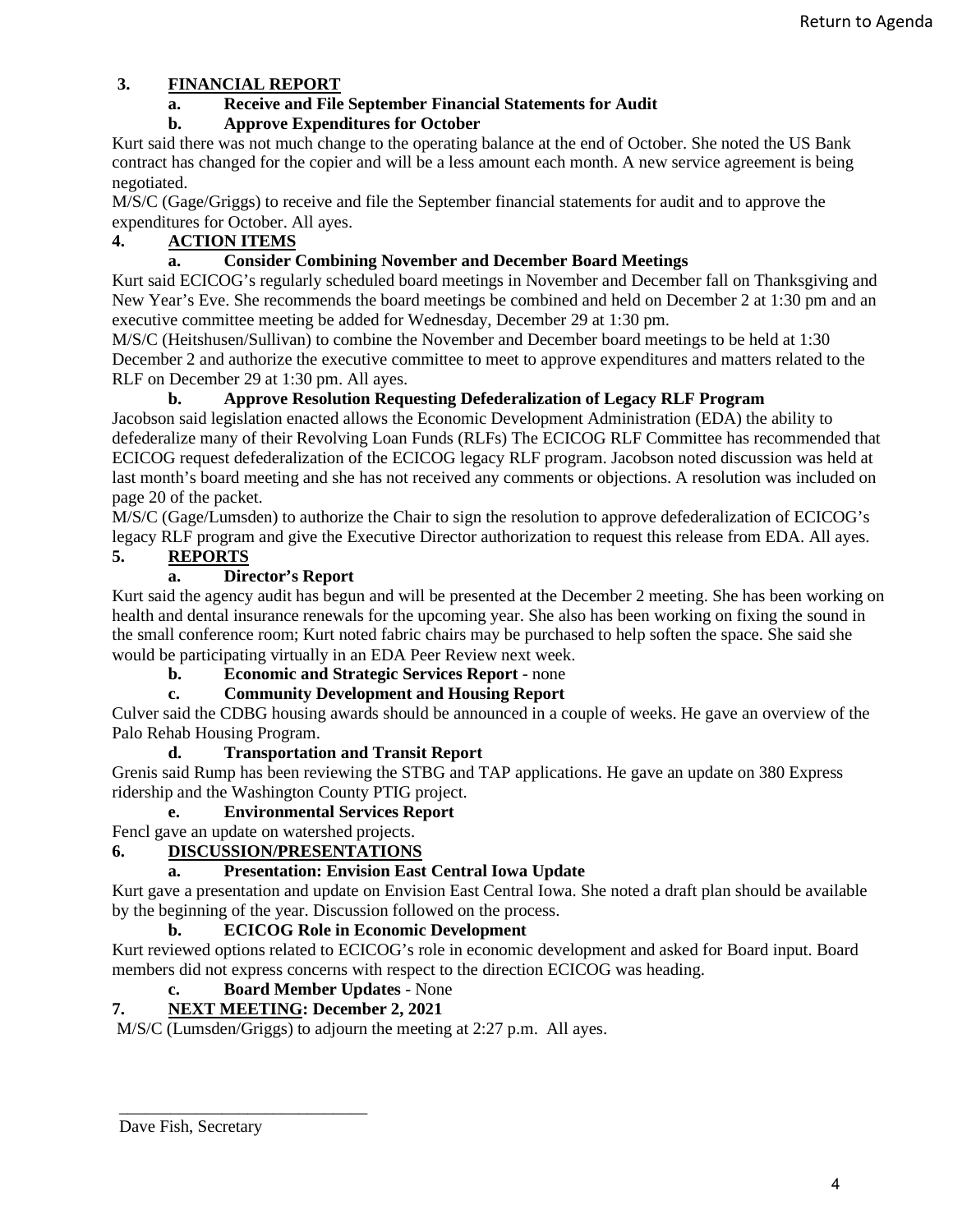## 3. FINANCIAL REPORT

### a. Receive and File September Financial Statements for Audit

### b. Approve Expenditures for October

Kurt said there was not much change to the operating balance at the end of October. She noted the US Bank contract has changed for the copier and will be a less amount each month. A new service agreement is being negotiated.

M/S/C (Gage/Griggs) to receive and file the September financial statements for audit and to approve the expenditures for October. All ayes.

## 4. ACTION ITEMS

### a. Consider Combining November and December Board Meetings

Kurt said ECICOG's regularly scheduled board meetings in November and December fall on Thanksgiving and New Year's Eve. She recommends the board meetings be combined and held on December 2 at 1:30 pm and an executive committee meeting be added for Wednesday, December 29 at 1:30 pm.

M/S/C (Heitshusen/Sullivan) to combine the November and December board meetings to be held at 1:30 December 2 and authorize the executive committee to meet to approve expenditures and matters related to the RLF on December 29 at 1:30 pm. All ayes.

### b. Approve Resolution Requesting Defederalization of Legacy RLF Program

Jacobson said legislation enacted allows the Economic Development Administration (EDA) the ability to defederalize many of their Revolving Loan Funds (RLFs) The ECICOG RLF Committee has recommended that ECICOG request defederalization of the ECICOG legacy RLF program. Jacobson noted discussion was held at last month's board meeting and she has not received any comments or objections. A resolution was included on page 20 of the packet.

M/S/C (Gage/Lumsden) to authorize the Chair to sign the resolution to approve defederalization of ECICOG's legacy RLF program and give the Executive Director authorization to request this release from EDA. All ayes.

## 5. REPORTS

### a. Director's Report

Kurt said the agency audit has begun and will be presented at the December 2 meeting. She has been working on health and dental insurance renewals for the upcoming year. She also has been working on fixing the sound in the small conference room; Kurt noted fabric chairs may be purchased to help soften the space. She said she would be participating virtually in an EDA Peer Review next week.

### b. Economic and Strategic Services Report - none

### c. Community Development and Housing Report

Culver said the CDBG housing awards should be announced in a couple of weeks. He gave an overview of the Palo Rehab Housing Program.

### d. Transportation and Transit Report

Grenis said Rump has been reviewing the STBG and TAP applications. He gave an update on 380 Express ridership and the Washington County PTIG project.

### e. Environmental Services Report

Fencl gave an update on watershed projects.

## 6. DISCUSSION/PRESENTATIONS

### a. Presentation: Envision East Central Iowa Update

Kurt gave a presentation and update on Envision East Central Iowa. She noted a draft plan should be available by the beginning of the year. Discussion followed on the process.

### b. ECICOG Role in Economic Development

Kurt reviewed options related to ECICOG's role in economic development and asked for Board input. Board members did not express concerns with respect to the direction ECICOG was heading.

### c. Board Member Updates - None

## 7. NEXT MEETING: December 2, 2021

M/S/C (Lumsden/Griggs) to adjourn the meeting at 2:27 p.m. All ayes.

\_\_\_\_\_\_\_\_\_\_\_\_\_\_\_\_\_\_\_\_\_\_\_\_\_\_\_\_\_\_

Dave Fish, Secretary